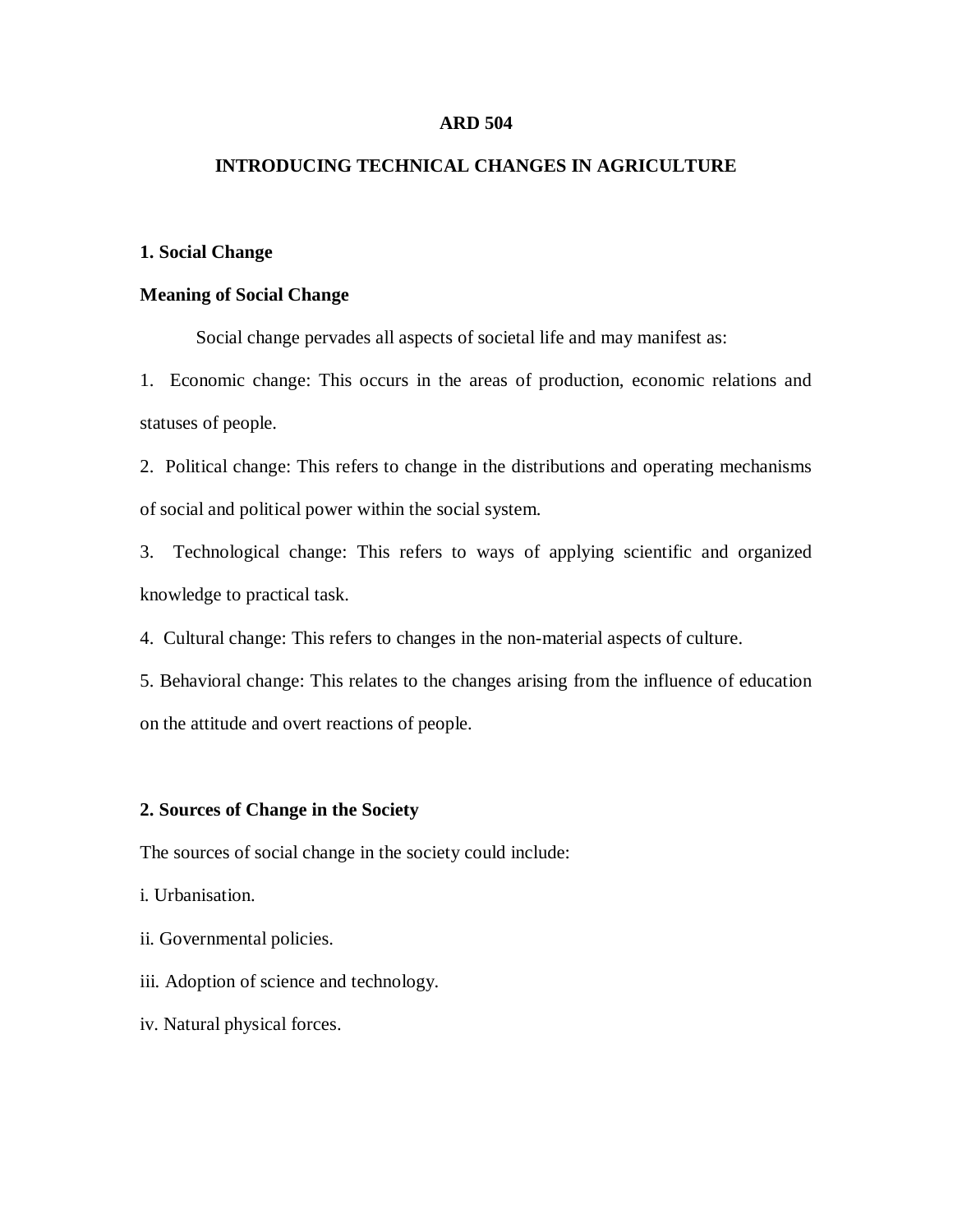# ARD 504

# INTRODUCING TECHNICAL CHANGES IN AGRICULTURE

## 1. Social Change

### Meaning of Social Change

Social change pervades all aspects of societal life and may manifest as:

1. Economic change: This occurs in the areas of production, economic relations and statuses of people.
2. Political change: This refers to change in the distributions and operating mechanisms of social and political power within the social system.
3. Technological change: This refers to ways of applying scientific and organized knowledge to practical task.
4. Cultural change: This refers to changes in the non-material aspects of culture.
5. Behavioral change: This relates to the changes arising from the influence of education on the attitude and overt reactions of people.

## 2. Sources of Change in the Society

The sources of social change in the society could include:

i. Urbanisation.

ii. Governmental policies.

iii. Adoption of science and technology.

iv. Natural physical forces.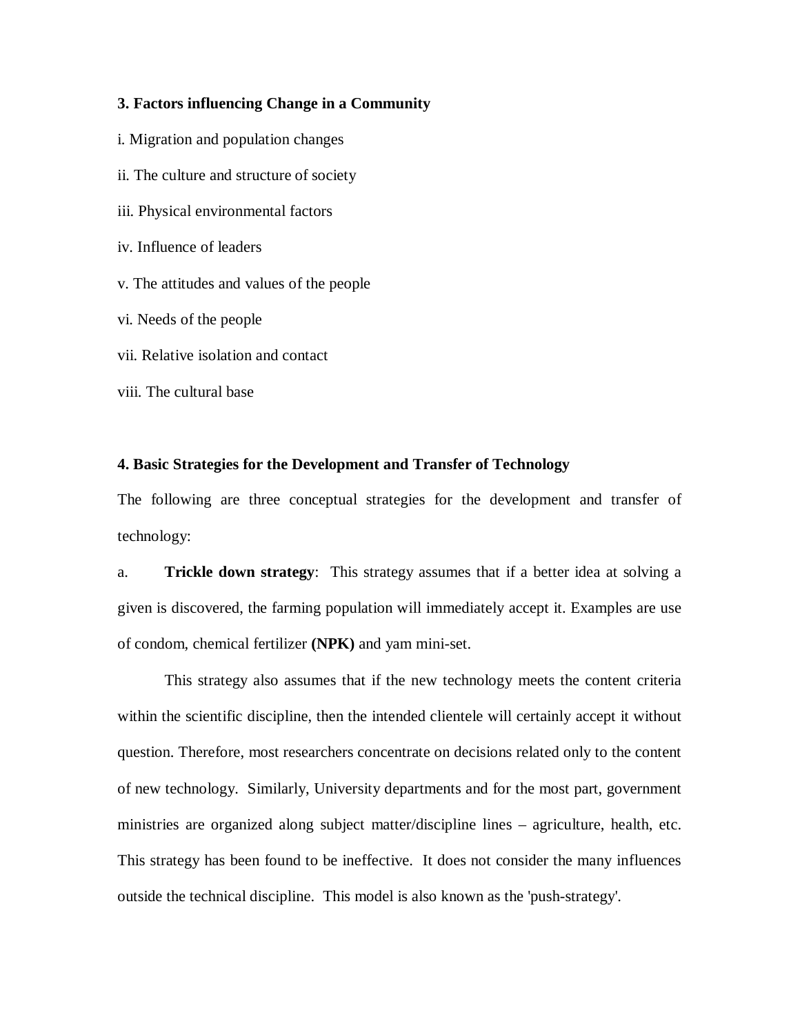**3. Factors influencing Change in a Community**

i. Migration and population changes

ii. The culture and structure of society

iii. Physical environmental factors

iv. Influence of leaders

v. The attitudes and values of the people

vi. Needs of the people

vii. Relative isolation and contact

viii. The cultural base

**4. Basic Strategies for the Development and Transfer of Technology**

The following are three conceptual strategies for the development and transfer of technology:

a. **Trickle down strategy**: This strategy assumes that if a better idea at solving a given is discovered, the farming population will immediately accept it. Examples are use of condom, chemical fertilizer **(NPK)** and yam mini-set.

This strategy also assumes that if the new technology meets the content criteria within the scientific discipline, then the intended clientele will certainly accept it without question. Therefore, most researchers concentrate on decisions related only to the content of new technology. Similarly, University departments and for the most part, government ministries are organized along subject matter/discipline lines – agriculture, health, etc. This strategy has been found to be ineffective. It does not consider the many influences outside the technical discipline. This model is also known as the 'push-strategy'.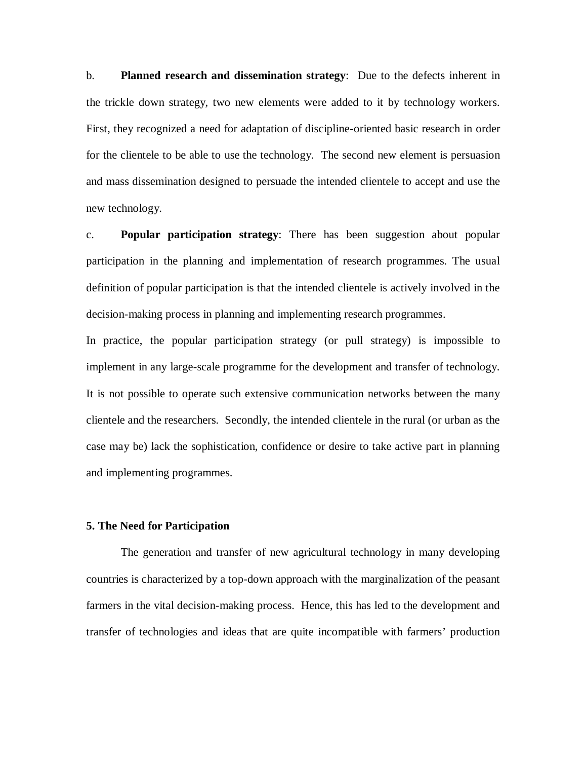b. **Planned research and dissemination strategy**: Due to the defects inherent in the trickle down strategy, two new elements were added to it by technology workers. First, they recognized a need for adaptation of discipline-oriented basic research in order for the clientele to be able to use the technology. The second new element is persuasion and mass dissemination designed to persuade the intended clientele to accept and use the new technology.

c. **Popular participation strategy**: There has been suggestion about popular participation in the planning and implementation of research programmes. The usual definition of popular participation is that the intended clientele is actively involved in the decision-making process in planning and implementing research programmes.

In practice, the popular participation strategy (or pull strategy) is impossible to implement in any large-scale programme for the development and transfer of technology. It is not possible to operate such extensive communication networks between the many clientele and the researchers. Secondly, the intended clientele in the rural (or urban as the case may be) lack the sophistication, confidence or desire to take active part in planning and implementing programmes.

## 5. The Need for Participation

The generation and transfer of new agricultural technology in many developing countries is characterized by a top-down approach with the marginalization of the peasant farmers in the vital decision-making process. Hence, this has led to the development and transfer of technologies and ideas that are quite incompatible with farmers' production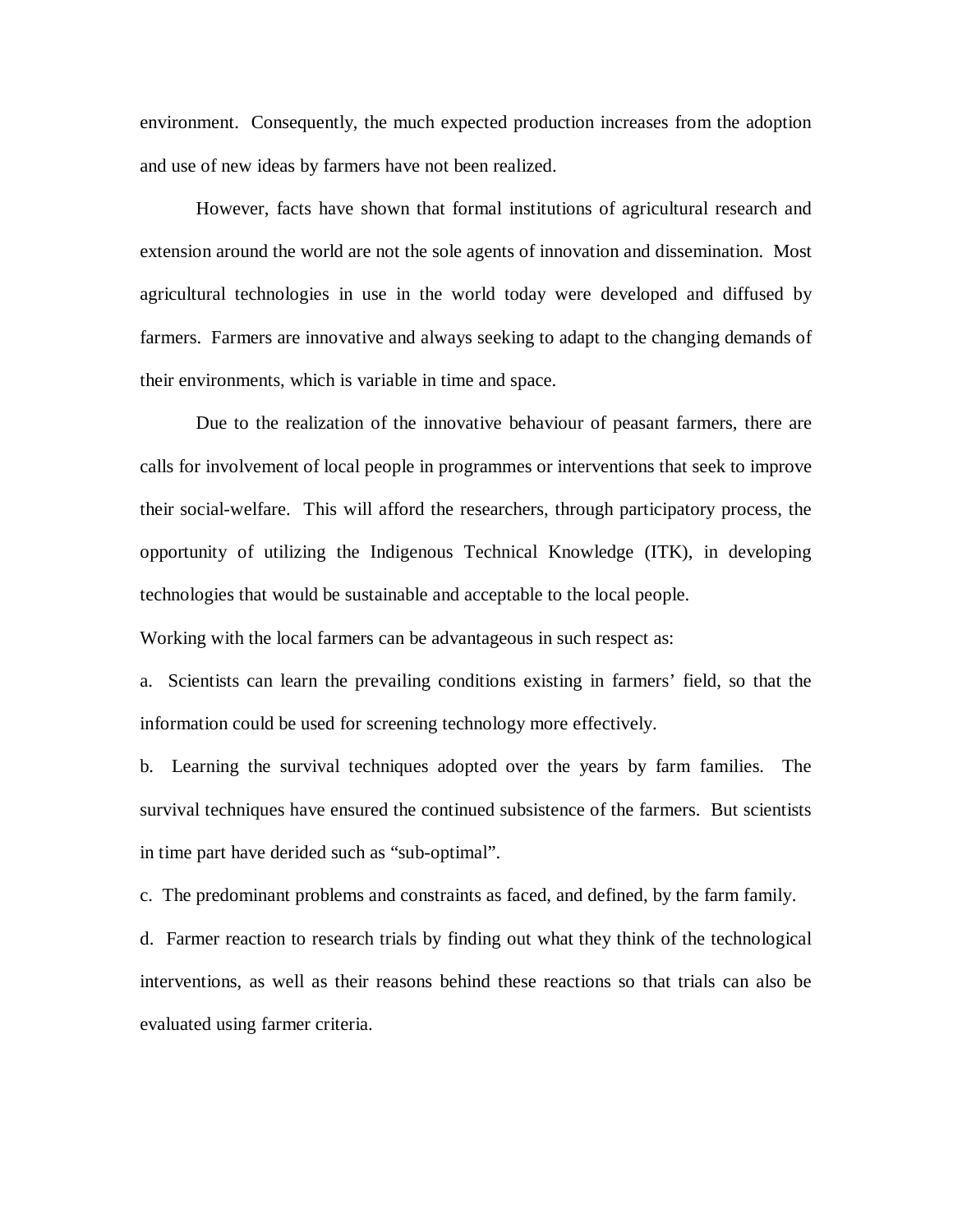environment. Consequently, the much expected production increases from the adoption and use of new ideas by farmers have not been realized.

However, facts have shown that formal institutions of agricultural research and extension around the world are not the sole agents of innovation and dissemination. Most agricultural technologies in use in the world today were developed and diffused by farmers. Farmers are innovative and always seeking to adapt to the changing demands of their environments, which is variable in time and space.

Due to the realization of the innovative behaviour of peasant farmers, there are calls for involvement of local people in programmes or interventions that seek to improve their social-welfare. This will afford the researchers, through participatory process, the opportunity of utilizing the Indigenous Technical Knowledge (ITK), in developing technologies that would be sustainable and acceptable to the local people.

Working with the local farmers can be advantageous in such respect as:

a. Scientists can learn the prevailing conditions existing in farmers' field, so that the information could be used for screening technology more effectively.

b. Learning the survival techniques adopted over the years by farm families. The survival techniques have ensured the continued subsistence of the farmers. But scientists in time part have derided such as "sub-optimal".

c. The predominant problems and constraints as faced, and defined, by the farm family.

d. Farmer reaction to research trials by finding out what they think of the technological interventions, as well as their reasons behind these reactions so that trials can also be evaluated using farmer criteria.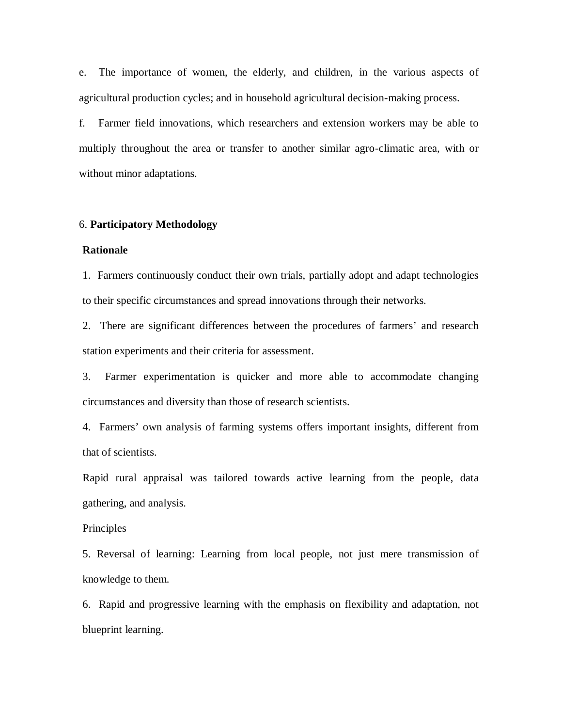e. The importance of women, the elderly, and children, in the various aspects of agricultural production cycles; and in household agricultural decision-making process.

f. Farmer field innovations, which researchers and extension workers may be able to multiply throughout the area or transfer to another similar agro-climatic area, with or without minor adaptations.

## 6. **Participatory Methodology**

**Rationale**

1. Farmers continuously conduct their own trials, partially adopt and adapt technologies to their specific circumstances and spread innovations through their networks.
2. There are significant differences between the procedures of farmers' and research station experiments and their criteria for assessment.
3. Farmer experimentation is quicker and more able to accommodate changing circumstances and diversity than those of research scientists.
4. Farmers' own analysis of farming systems offers important insights, different from that of scientists.

Rapid rural appraisal was tailored towards active learning from the people, data gathering, and analysis.

Principles

5. Reversal of learning: Learning from local people, not just mere transmission of knowledge to them.
6. Rapid and progressive learning with the emphasis on flexibility and adaptation, not blueprint learning.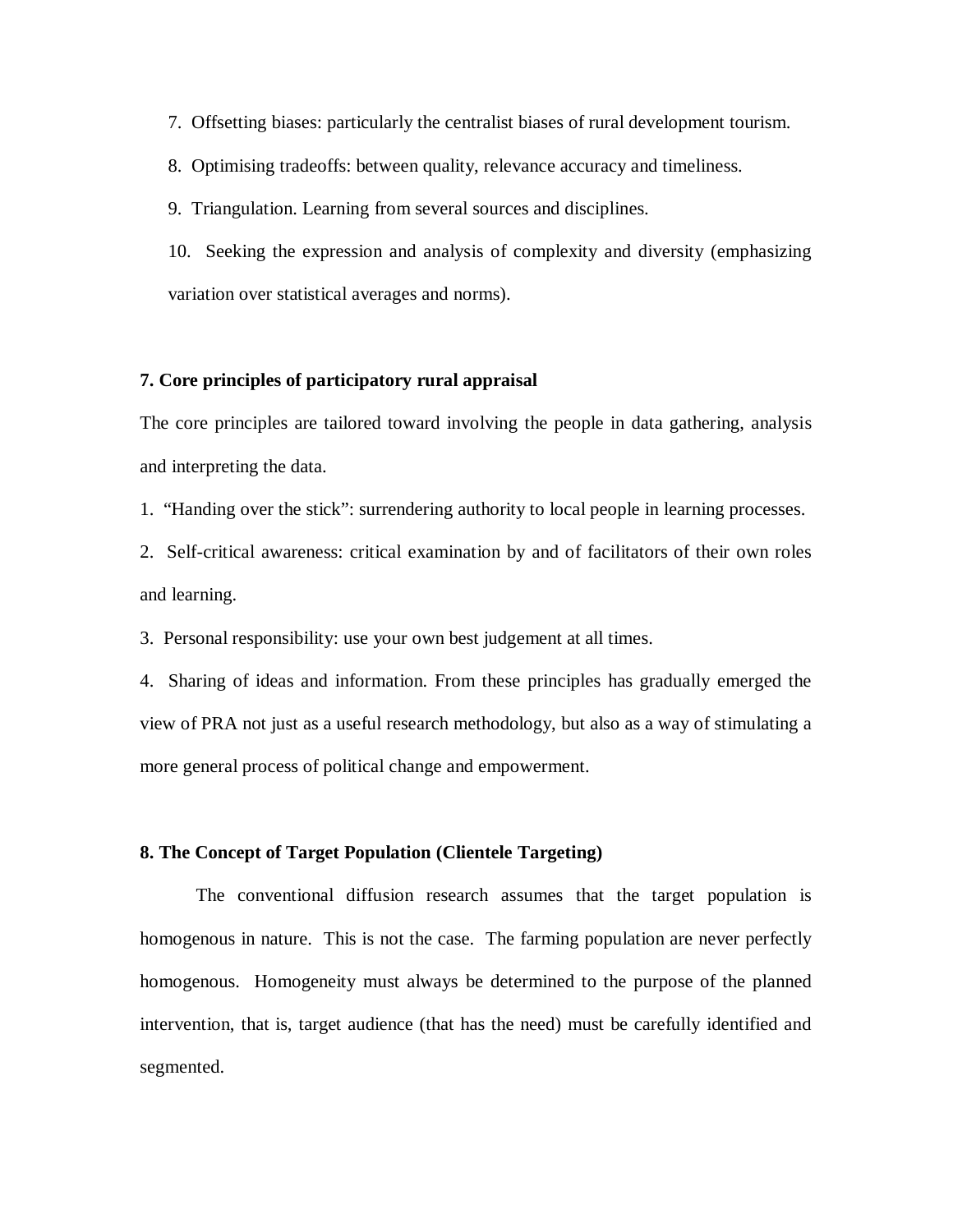7. Offsetting biases: particularly the centralist biases of rural development tourism.
8. Optimising tradeoffs: between quality, relevance accuracy and timeliness.
9. Triangulation. Learning from several sources and disciplines.
10. Seeking the expression and analysis of complexity and diversity (emphasizing variation over statistical averages and norms).

**7. Core principles of participatory rural appraisal**

The core principles are tailored toward involving the people in data gathering, analysis and interpreting the data.

1. "Handing over the stick": surrendering authority to local people in learning processes.
2. Self-critical awareness: critical examination by and of facilitators of their own roles and learning.
3. Personal responsibility: use your own best judgement at all times.
4. Sharing of ideas and information. From these principles has gradually emerged the view of PRA not just as a useful research methodology, but also as a way of stimulating a more general process of political change and empowerment.

**8. The Concept of Target Population (Clientele Targeting)**

The conventional diffusion research assumes that the target population is homogenous in nature. This is not the case. The farming population are never perfectly homogenous. Homogeneity must always be determined to the purpose of the planned intervention, that is, target audience (that has the need) must be carefully identified and segmented.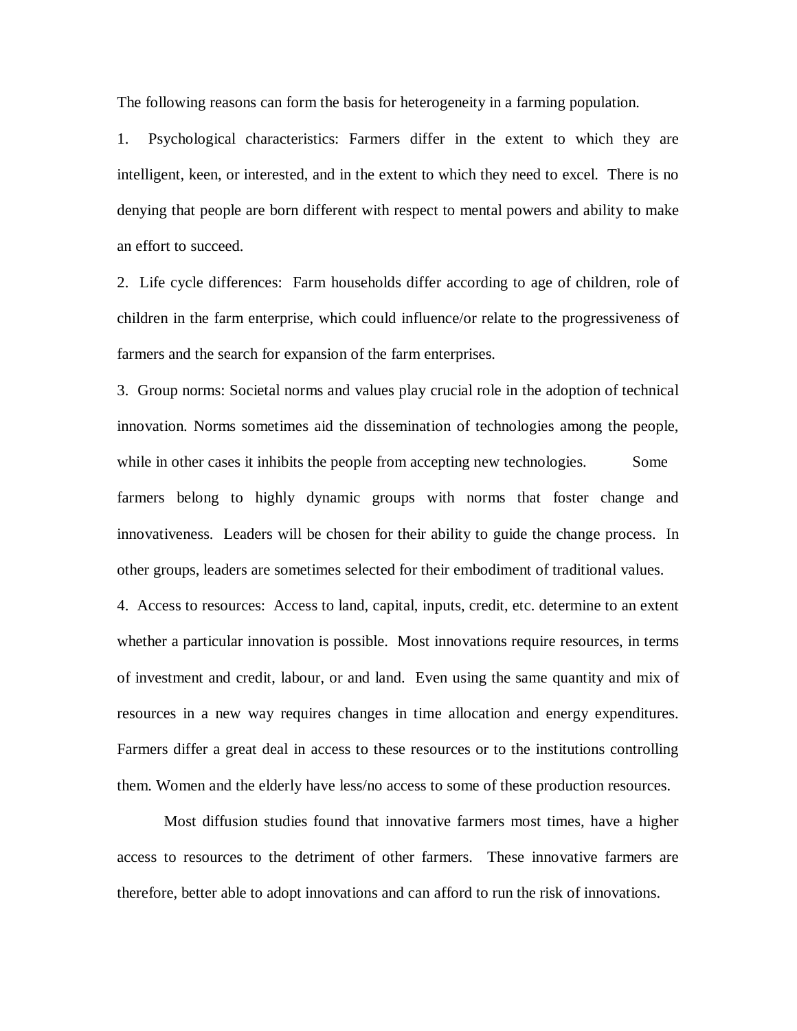The following reasons can form the basis for heterogeneity in a farming population.

1. Psychological characteristics: Farmers differ in the extent to which they are intelligent, keen, or interested, and in the extent to which they need to excel. There is no denying that people are born different with respect to mental powers and ability to make an effort to succeed.

2. Life cycle differences: Farm households differ according to age of children, role of children in the farm enterprise, which could influence/or relate to the progressiveness of farmers and the search for expansion of the farm enterprises.

3. Group norms: Societal norms and values play crucial role in the adoption of technical innovation. Norms sometimes aid the dissemination of technologies among the people, while in other cases it inhibits the people from accepting new technologies. Some farmers belong to highly dynamic groups with norms that foster change and innovativeness. Leaders will be chosen for their ability to guide the change process. In other groups, leaders are sometimes selected for their embodiment of traditional values.

4. Access to resources: Access to land, capital, inputs, credit, etc. determine to an extent whether a particular innovation is possible. Most innovations require resources, in terms of investment and credit, labour, or and land. Even using the same quantity and mix of resources in a new way requires changes in time allocation and energy expenditures. Farmers differ a great deal in access to these resources or to the institutions controlling them. Women and the elderly have less/no access to some of these production resources.

Most diffusion studies found that innovative farmers most times, have a higher access to resources to the detriment of other farmers. These innovative farmers are therefore, better able to adopt innovations and can afford to run the risk of innovations.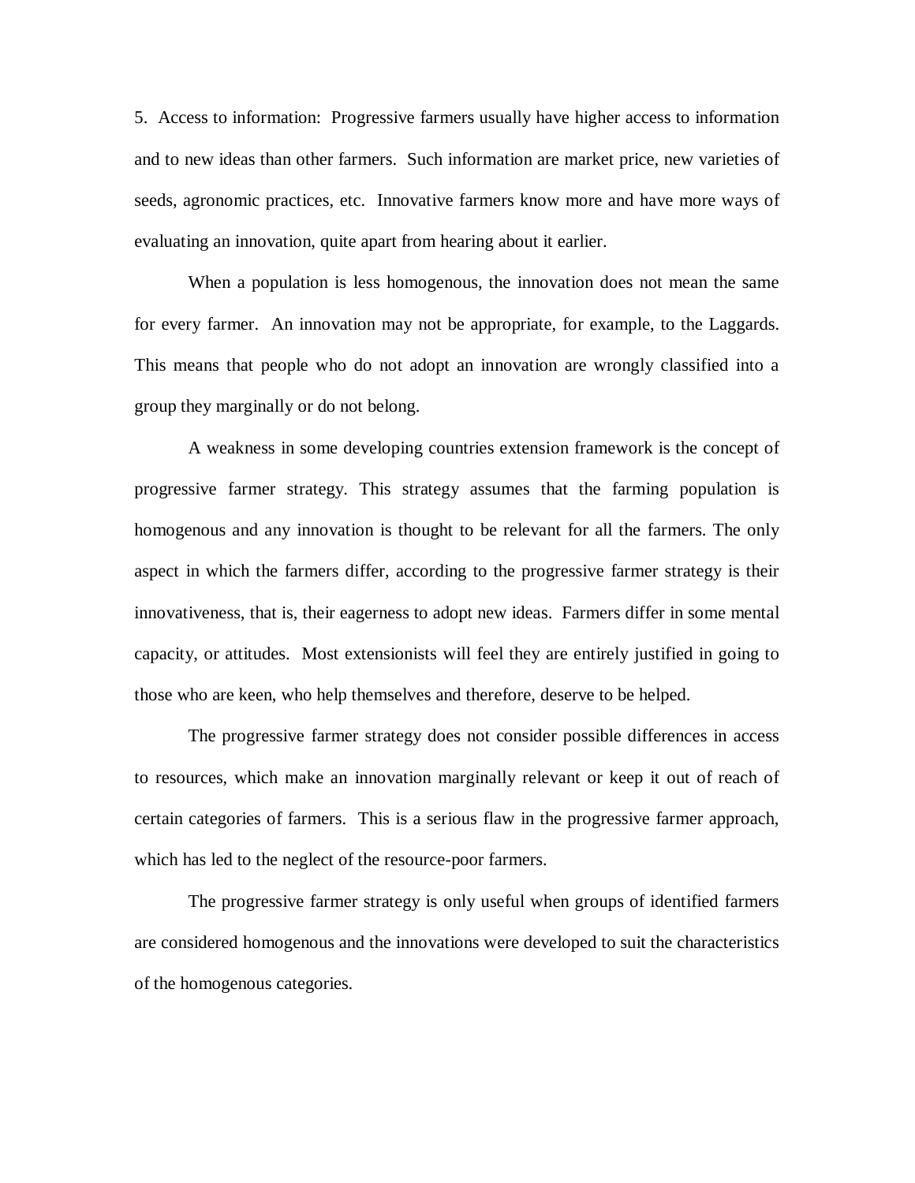5. Access to information: Progressive farmers usually have higher access to information and to new ideas than other farmers. Such information are market price, new varieties of seeds, agronomic practices, etc. Innovative farmers know more and have more ways of evaluating an innovation, quite apart from hearing about it earlier.

When a population is less homogenous, the innovation does not mean the same for every farmer. An innovation may not be appropriate, for example, to the Laggards. This means that people who do not adopt an innovation are wrongly classified into a group they marginally or do not belong.

A weakness in some developing countries extension framework is the concept of progressive farmer strategy. This strategy assumes that the farming population is homogenous and any innovation is thought to be relevant for all the farmers. The only aspect in which the farmers differ, according to the progressive farmer strategy is their innovativeness, that is, their eagerness to adopt new ideas. Farmers differ in some mental capacity, or attitudes. Most extensionists will feel they are entirely justified in going to those who are keen, who help themselves and therefore, deserve to be helped.

The progressive farmer strategy does not consider possible differences in access to resources, which make an innovation marginally relevant or keep it out of reach of certain categories of farmers. This is a serious flaw in the progressive farmer approach, which has led to the neglect of the resource-poor farmers.

The progressive farmer strategy is only useful when groups of identified farmers are considered homogenous and the innovations were developed to suit the characteristics of the homogenous categories.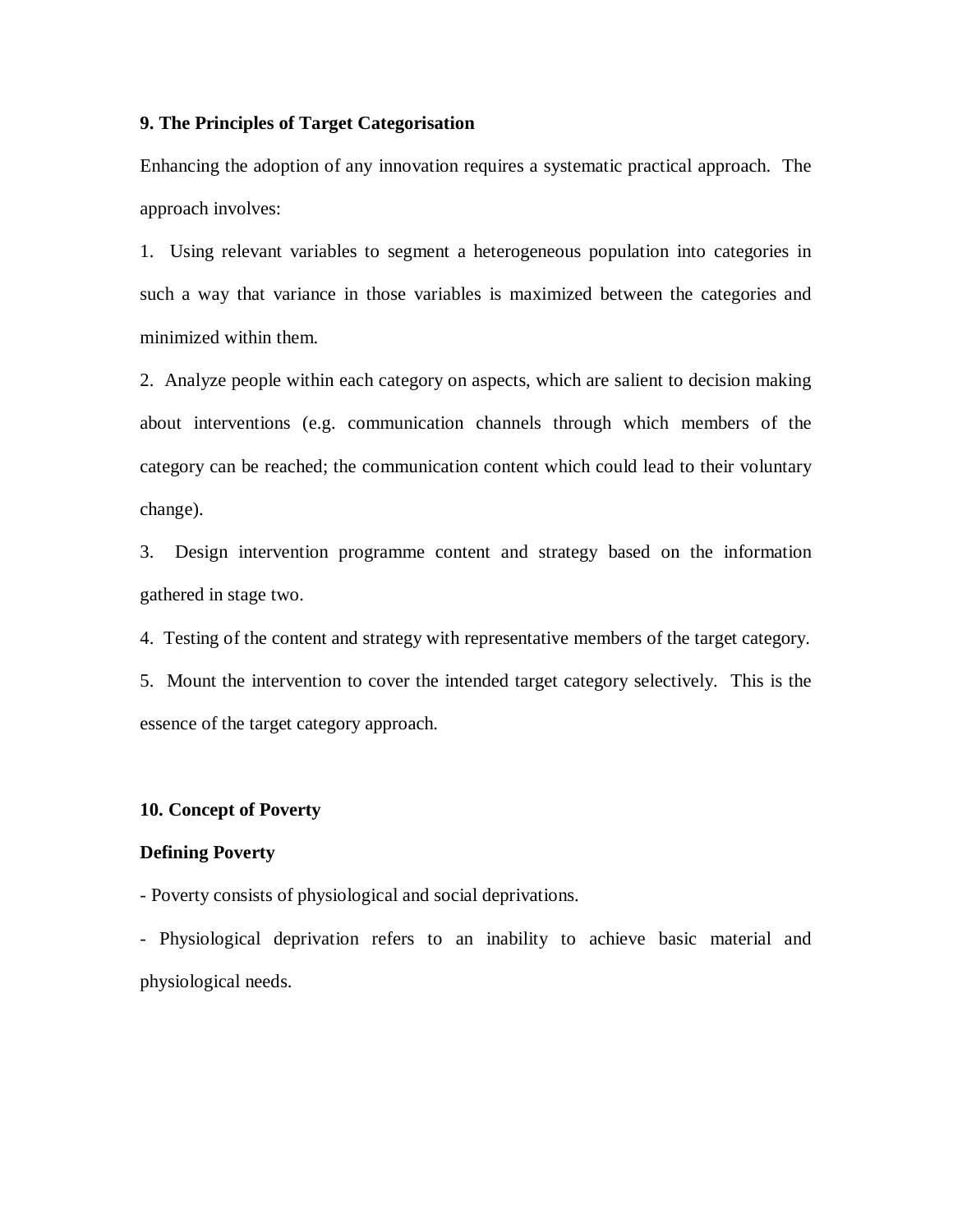**9. The Principles of Target Categorisation**

Enhancing the adoption of any innovation requires a systematic practical approach. The approach involves:

1. Using relevant variables to segment a heterogeneous population into categories in such a way that variance in those variables is maximized between the categories and minimized within them.

2. Analyze people within each category on aspects, which are salient to decision making about interventions (e.g. communication channels through which members of the category can be reached; the communication content which could lead to their voluntary change).

3. Design intervention programme content and strategy based on the information gathered in stage two.

4. Testing of the content and strategy with representative members of the target category.

5. Mount the intervention to cover the intended target category selectively. This is the essence of the target category approach.

**10. Concept of Poverty**

**Defining Poverty**

- Poverty consists of physiological and social deprivations.

- Physiological deprivation refers to an inability to achieve basic material and physiological needs.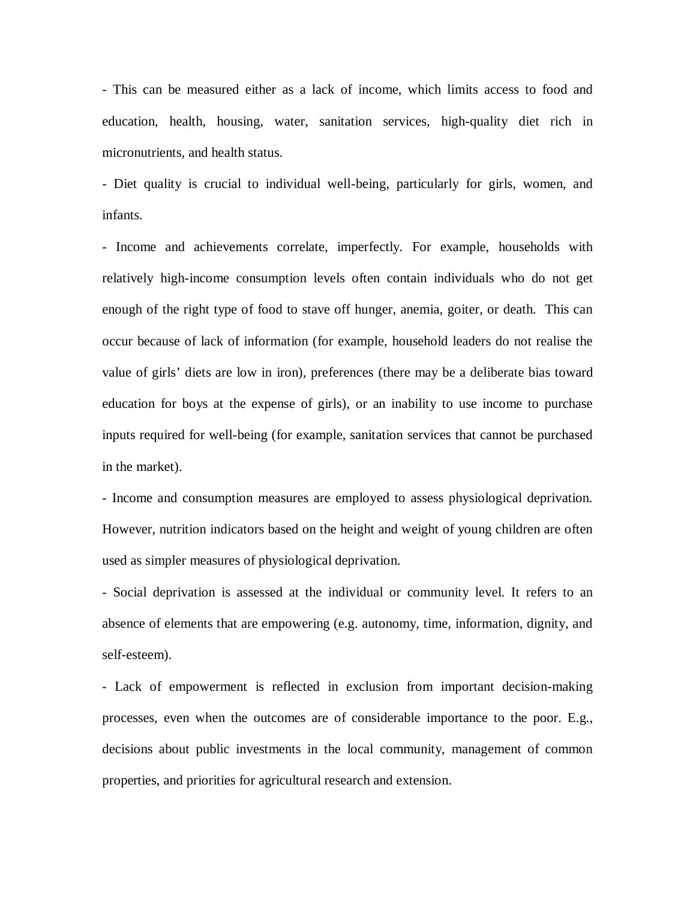- This can be measured either as a lack of income, which limits access to food and education, health, housing, water, sanitation services, high-quality diet rich in micronutrients, and health status.

- Diet quality is crucial to individual well-being, particularly for girls, women, and infants.

- Income and achievements correlate, imperfectly. For example, households with relatively high-income consumption levels often contain individuals who do not get enough of the right type of food to stave off hunger, anemia, goiter, or death. This can occur because of lack of information (for example, household leaders do not realise the value of girls' diets are low in iron), preferences (there may be a deliberate bias toward education for boys at the expense of girls), or an inability to use income to purchase inputs required for well-being (for example, sanitation services that cannot be purchased in the market).

- Income and consumption measures are employed to assess physiological deprivation. However, nutrition indicators based on the height and weight of young children are often used as simpler measures of physiological deprivation.

- Social deprivation is assessed at the individual or community level. It refers to an absence of elements that are empowering (e.g. autonomy, time, information, dignity, and self-esteem).

- Lack of empowerment is reflected in exclusion from important decision-making processes, even when the outcomes are of considerable importance to the poor. E.g., decisions about public investments in the local community, management of common properties, and priorities for agricultural research and extension.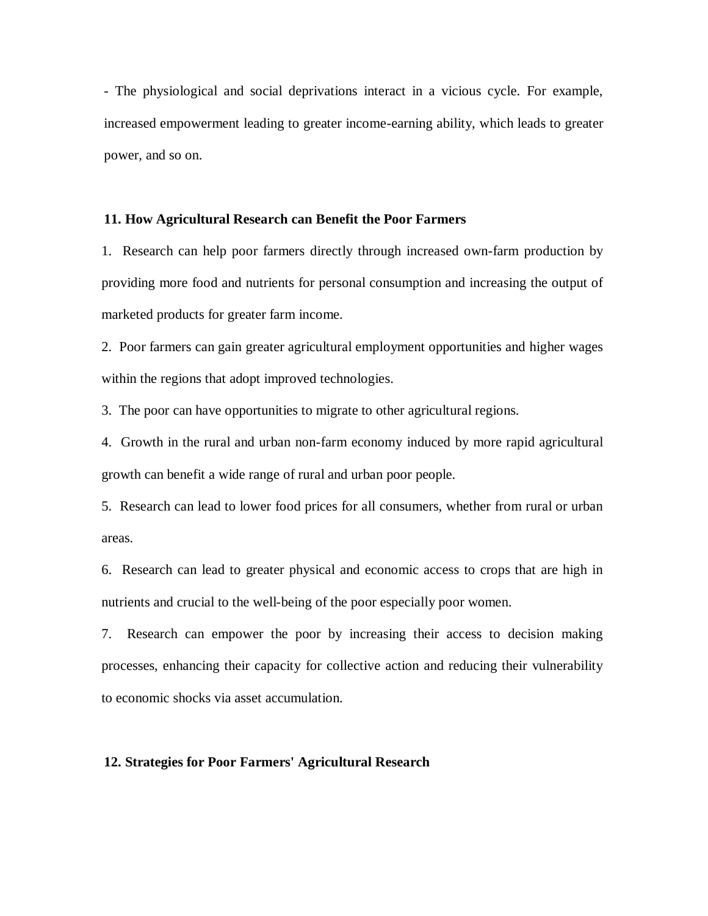- The physiological and social deprivations interact in a vicious cycle. For example, increased empowerment leading to greater income-earning ability, which leads to greater power, and so on.

## 11. How Agricultural Research can Benefit the Poor Farmers

1. Research can help poor farmers directly through increased own-farm production by providing more food and nutrients for personal consumption and increasing the output of marketed products for greater farm income.
2. Poor farmers can gain greater agricultural employment opportunities and higher wages within the regions that adopt improved technologies.
3. The poor can have opportunities to migrate to other agricultural regions.
4. Growth in the rural and urban non-farm economy induced by more rapid agricultural growth can benefit a wide range of rural and urban poor people.
5. Research can lead to lower food prices for all consumers, whether from rural or urban areas.
6. Research can lead to greater physical and economic access to crops that are high in nutrients and crucial to the well-being of the poor especially poor women.
7. Research can empower the poor by increasing their access to decision making processes, enhancing their capacity for collective action and reducing their vulnerability to economic shocks via asset accumulation.

## 12. Strategies for Poor Farmers' Agricultural Research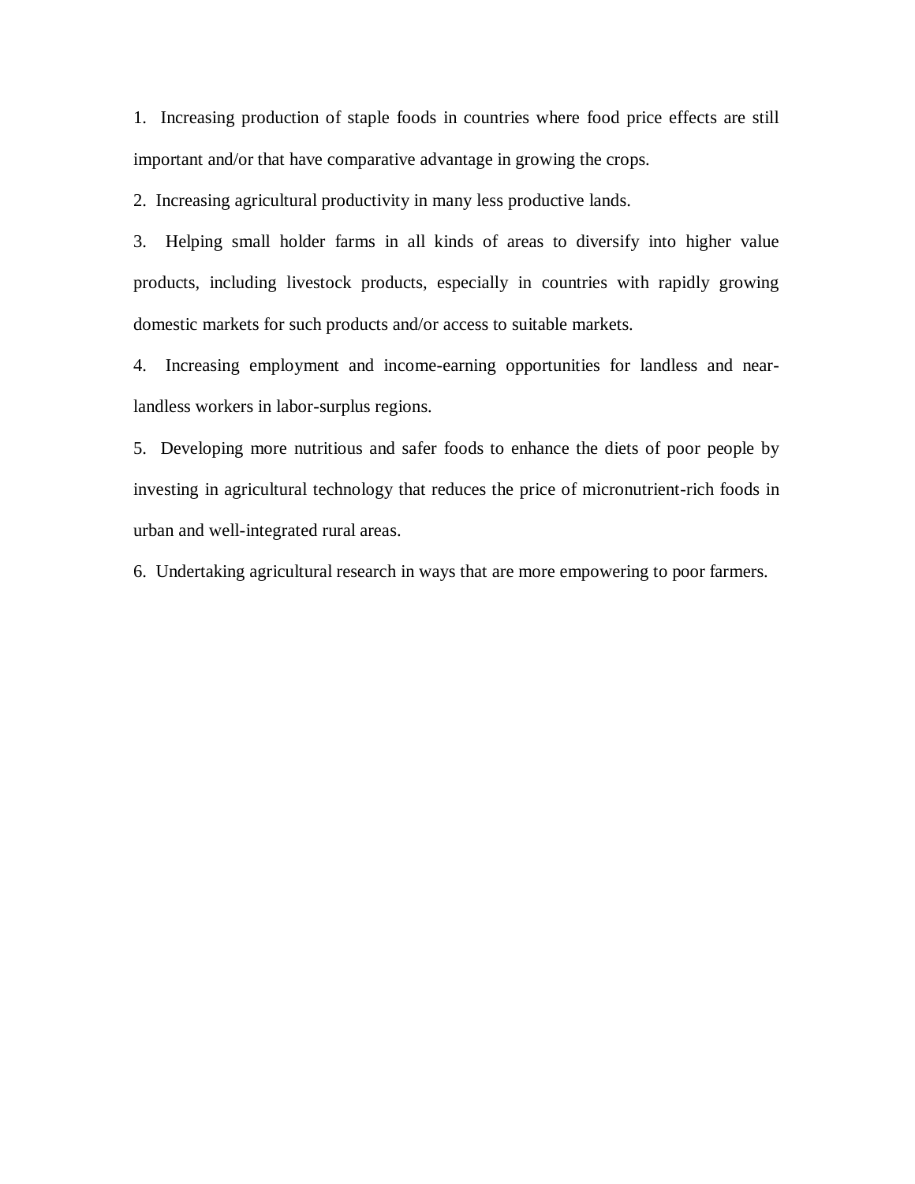1. Increasing production of staple foods in countries where food price effects are still important and/or that have comparative advantage in growing the crops.

2. Increasing agricultural productivity in many less productive lands.

3. Helping small holder farms in all kinds of areas to diversify into higher value products, including livestock products, especially in countries with rapidly growing domestic markets for such products and/or access to suitable markets.

4. Increasing employment and income-earning opportunities for landless and near-landless workers in labor-surplus regions.

5. Developing more nutritious and safer foods to enhance the diets of poor people by investing in agricultural technology that reduces the price of micronutrient-rich foods in urban and well-integrated rural areas.

6. Undertaking agricultural research in ways that are more empowering to poor farmers.